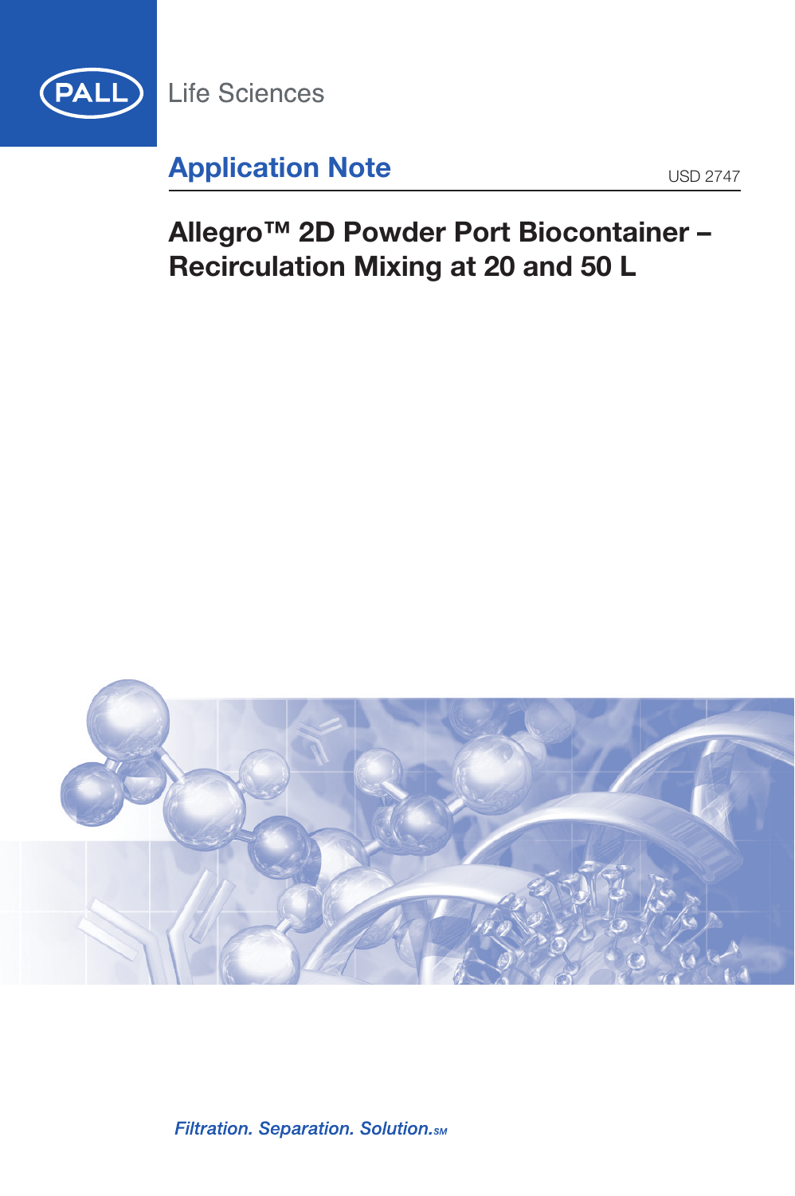PALL Life Sciences

Application Note

USD 2747

# Allegro™ 2D Powder Port Biocontainer – Recirculation Mixing at 20 and 50 L

*Filtration. Separation. Solution.*SM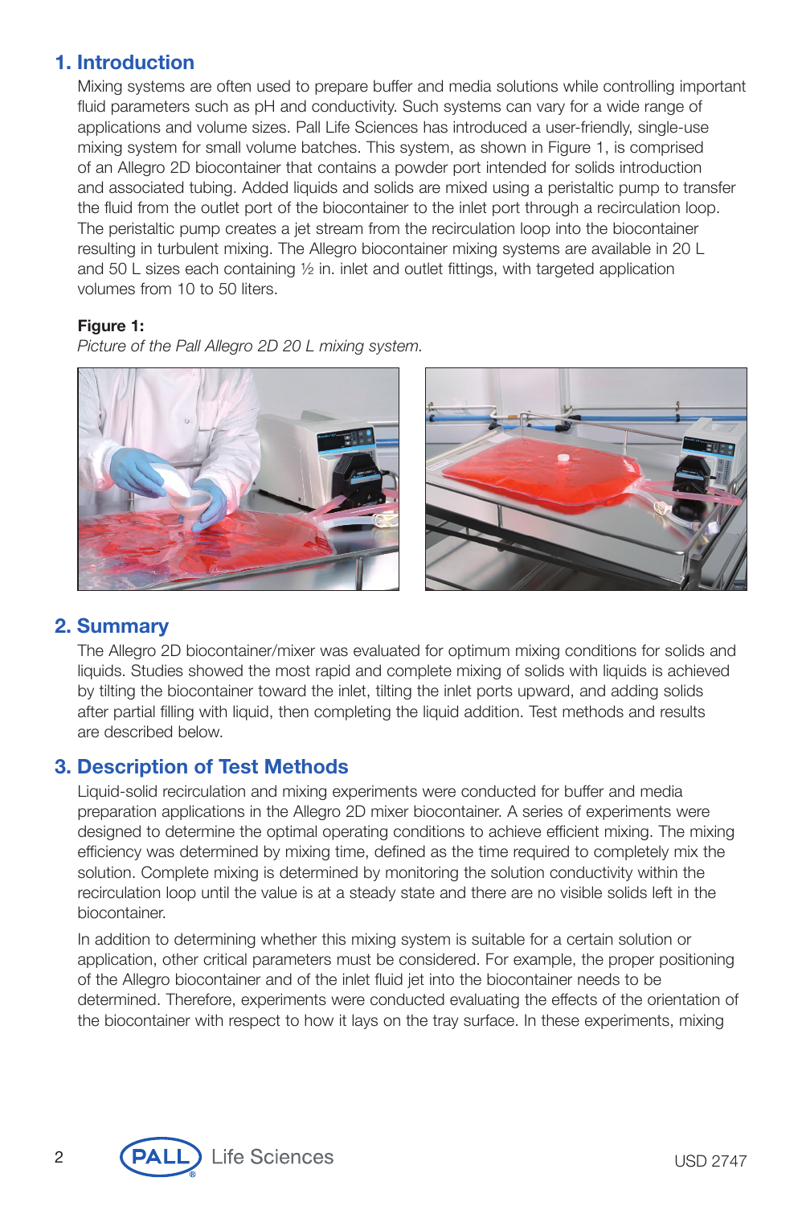## 1. Introduction

Mixing systems are often used to prepare buffer and media solutions while controlling important fluid parameters such as pH and conductivity. Such systems can vary for a wide range of applications and volume sizes. Pall Life Sciences has introduced a user-friendly, single-use mixing system for small volume batches. This system, as shown in Figure 1, is comprised of an Allegro 2D biocontainer that contains a powder port intended for solids introduction and associated tubing. Added liquids and solids are mixed using a peristaltic pump to transfer the fluid from the outlet port of the biocontainer to the inlet port through a recirculation loop. The peristaltic pump creates a jet stream from the recirculation loop into the biocontainer resulting in turbulent mixing. The Allegro biocontainer mixing systems are available in 20 L and 50 L sizes each containing ½ in. inlet and outlet fittings, with targeted application volumes from 10 to 50 liters.

**Figure 1:**
*Picture of the Pall Allegro 2D 20 L mixing system.*

## 2. Summary

The Allegro 2D biocontainer/mixer was evaluated for optimum mixing conditions for solids and liquids. Studies showed the most rapid and complete mixing of solids with liquids is achieved by tilting the biocontainer toward the inlet, tilting the inlet ports upward, and adding solids after partial filling with liquid, then completing the liquid addition. Test methods and results are described below.

## 3. Description of Test Methods

Liquid-solid recirculation and mixing experiments were conducted for buffer and media preparation applications in the Allegro 2D mixer biocontainer. A series of experiments were designed to determine the optimal operating conditions to achieve efficient mixing. The mixing efficiency was determined by mixing time, defined as the time required to completely mix the solution. Complete mixing is determined by monitoring the solution conductivity within the recirculation loop until the value is at a steady state and there are no visible solids left in the biocontainer.

In addition to determining whether this mixing system is suitable for a certain solution or application, other critical parameters must be considered. For example, the proper positioning of the Allegro biocontainer and of the inlet fluid jet into the biocontainer needs to be determined. Therefore, experiments were conducted evaluating the effects of the orientation of the biocontainer with respect to how it lays on the tray surface. In these experiments, mixing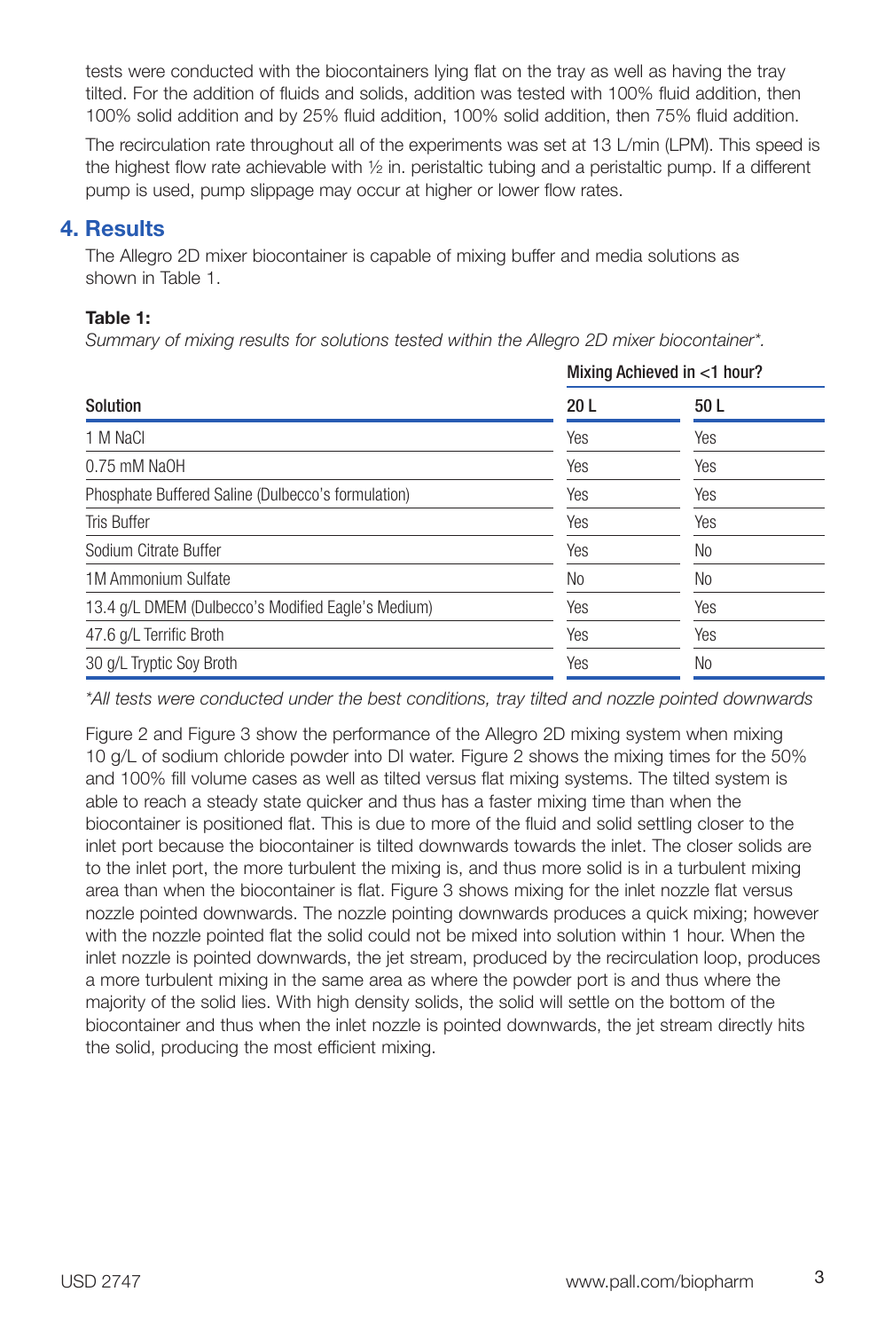tests were conducted with the biocontainers lying flat on the tray as well as having the tray tilted. For the addition of fluids and solids, addition was tested with 100% fluid addition, then 100% solid addition and by 25% fluid addition, 100% solid addition, then 75% fluid addition.

The recirculation rate throughout all of the experiments was set at 13 L/min (LPM). This speed is the highest flow rate achievable with ½ in. peristaltic tubing and a peristaltic pump. If a different pump is used, pump slippage may occur at higher or lower flow rates.

## 4. Results

The Allegro 2D mixer biocontainer is capable of mixing buffer and media solutions as shown in Table 1.

**Table 1:**

*Summary of mixing results for solutions tested within the Allegro 2D mixer biocontainer\*.*

| | Mixing Achieved in <1 hour? | |
|---|---|---|
| **Solution** | **20 L** | **50 L** |
| 1 M NaCl | Yes | Yes |
| 0.75 mM NaOH | Yes | Yes |
| Phosphate Buffered Saline (Dulbecco's formulation) | Yes | Yes |
| Tris Buffer | Yes | Yes |
| Sodium Citrate Buffer | Yes | No |
| 1M Ammonium Sulfate | No | No |
| 13.4 g/L DMEM (Dulbecco's Modified Eagle's Medium) | Yes | Yes |
| 47.6 g/L Terrific Broth | Yes | Yes |
| 30 g/L Tryptic Soy Broth | Yes | No |

*\*All tests were conducted under the best conditions, tray tilted and nozzle pointed downwards*

Figure 2 and Figure 3 show the performance of the Allegro 2D mixing system when mixing 10 g/L of sodium chloride powder into DI water. Figure 2 shows the mixing times for the 50% and 100% fill volume cases as well as tilted versus flat mixing systems. The tilted system is able to reach a steady state quicker and thus has a faster mixing time than when the biocontainer is positioned flat. This is due to more of the fluid and solid settling closer to the inlet port because the biocontainer is tilted downwards towards the inlet. The closer solids are to the inlet port, the more turbulent the mixing is, and thus more solid is in a turbulent mixing area than when the biocontainer is flat. Figure 3 shows mixing for the inlet nozzle flat versus nozzle pointed downwards. The nozzle pointing downwards produces a quick mixing; however with the nozzle pointed flat the solid could not be mixed into solution within 1 hour. When the inlet nozzle is pointed downwards, the jet stream, produced by the recirculation loop, produces a more turbulent mixing in the same area as where the powder port is and thus where the majority of the solid lies. With high density solids, the solid will settle on the bottom of the biocontainer and thus when the inlet nozzle is pointed downwards, the jet stream directly hits the solid, producing the most efficient mixing.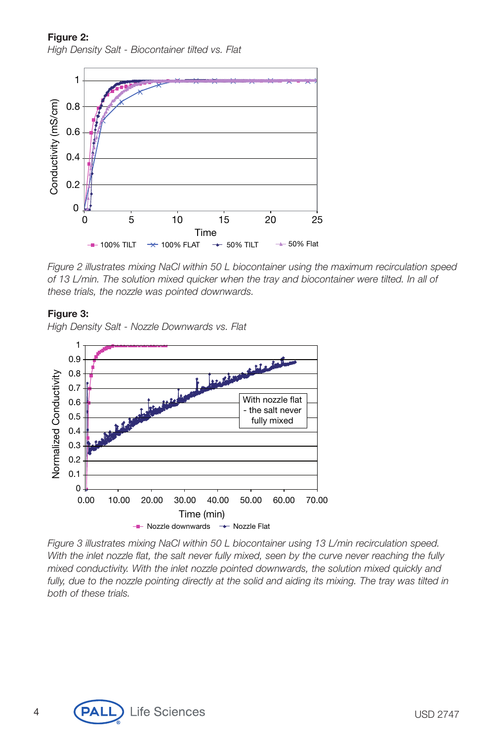**Figure 2:**

*High Density Salt - Biocontainer tilted vs. Flat*

*Figure 2 illustrates mixing NaCl within 50 L biocontainer using the maximum recirculation speed of 13 L/min. The solution mixed quicker when the tray and biocontainer were tilted. In all of these trials, the nozzle was pointed downwards.*

**Figure 3:**

*High Density Salt - Nozzle Downwards vs. Flat*

*Figure 3 illustrates mixing NaCl within 50 L biocontainer using 13 L/min recirculation speed. With the inlet nozzle flat, the salt never fully mixed, seen by the curve never reaching the fully mixed conductivity. With the inlet nozzle pointed downwards, the solution mixed quickly and fully, due to the nozzle pointing directly at the solid and aiding its mixing. The tray was tilted in both of these trials.*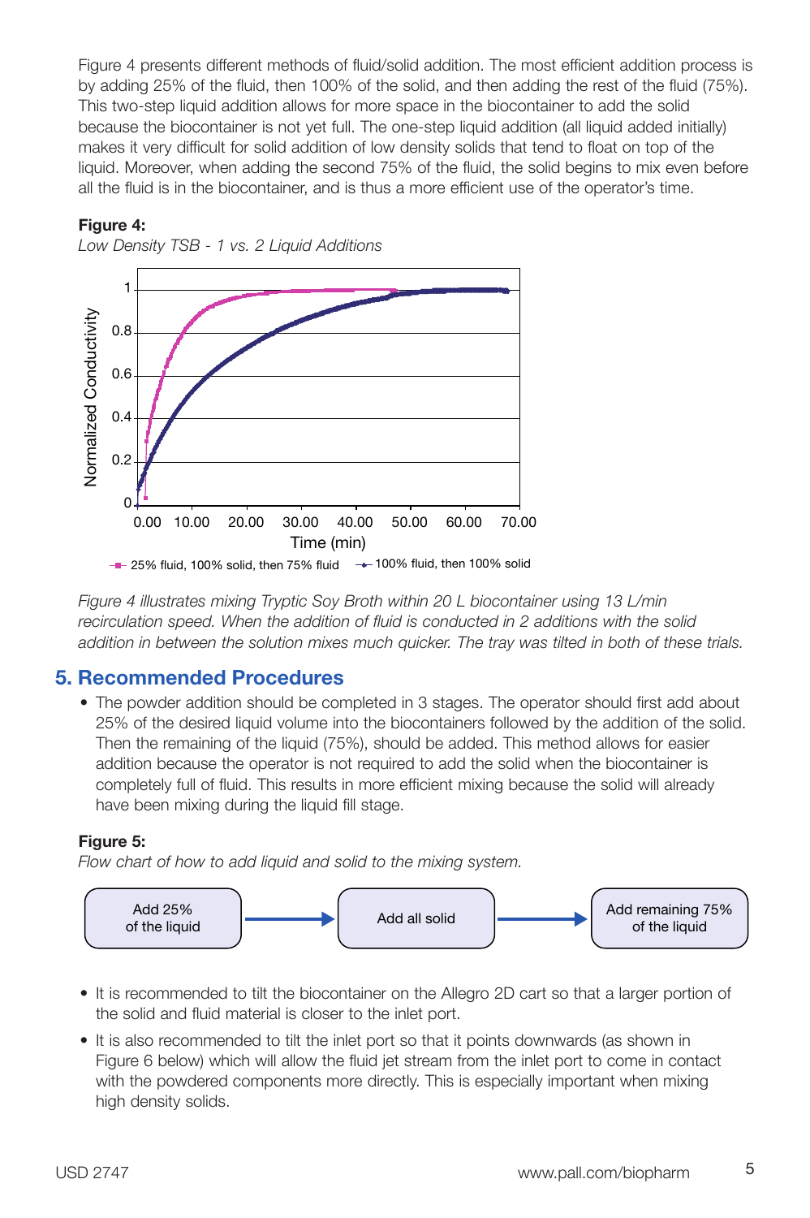Figure 4 presents different methods of fluid/solid addition. The most efficient addition process is by adding 25% of the fluid, then 100% of the solid, and then adding the rest of the fluid (75%). This two-step liquid addition allows for more space in the biocontainer to add the solid because the biocontainer is not yet full. The one-step liquid addition (all liquid added initially) makes it very difficult for solid addition of low density solids that tend to float on top of the liquid. Moreover, when adding the second 75% of the fluid, the solid begins to mix even before all the fluid is in the biocontainer, and is thus a more efficient use of the operator's time.

**Figure 4:**

*Low Density TSB - 1 vs. 2 Liquid Additions*

*Figure 4 illustrates mixing Tryptic Soy Broth within 20 L biocontainer using 13 L/min recirculation speed. When the addition of fluid is conducted in 2 additions with the solid addition in between the solution mixes much quicker. The tray was tilted in both of these trials.*

## 5. Recommended Procedures

- The powder addition should be completed in 3 stages. The operator should first add about 25% of the desired liquid volume into the biocontainers followed by the addition of the solid. Then the remaining of the liquid (75%), should be added. This method allows for easier addition because the operator is not required to add the solid when the biocontainer is completely full of fluid. This results in more efficient mixing because the solid will already have been mixing during the liquid fill stage.

**Figure 5:**

*Flow chart of how to add liquid and solid to the mixing system.*

Add 25% of the liquid → Add all solid → Add remaining 75% of the liquid

- It is recommended to tilt the biocontainer on the Allegro 2D cart so that a larger portion of the solid and fluid material is closer to the inlet port.
- It is also recommended to tilt the inlet port so that it points downwards (as shown in Figure 6 below) which will allow the fluid jet stream from the inlet port to come in contact with the powdered components more directly. This is especially important when mixing high density solids.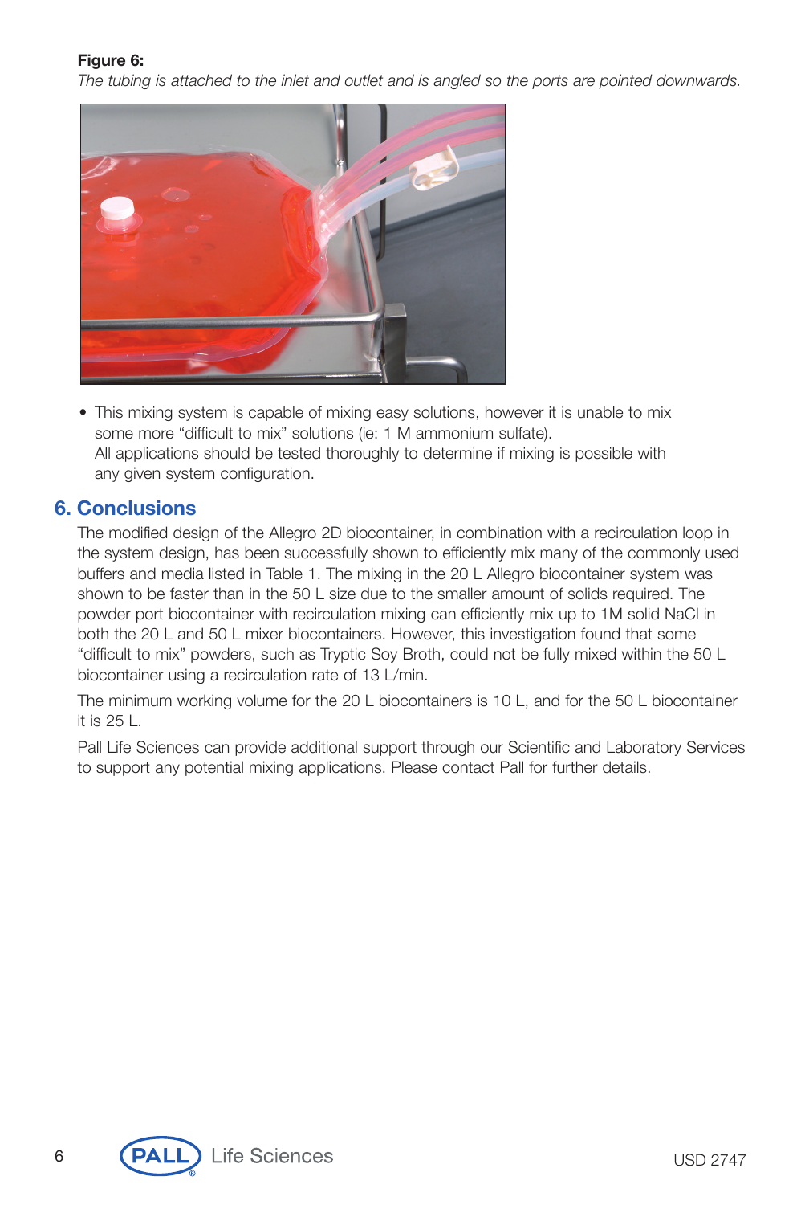**Figure 6:**

*The tubing is attached to the inlet and outlet and is angled so the ports are pointed downwards.*

- This mixing system is capable of mixing easy solutions, however it is unable to mix some more "difficult to mix" solutions (ie: 1 M ammonium sulfate). All applications should be tested thoroughly to determine if mixing is possible with any given system configuration.

## 6. Conclusions

The modified design of the Allegro 2D biocontainer, in combination with a recirculation loop in the system design, has been successfully shown to efficiently mix many of the commonly used buffers and media listed in Table 1. The mixing in the 20 L Allegro biocontainer system was shown to be faster than in the 50 L size due to the smaller amount of solids required. The powder port biocontainer with recirculation mixing can efficiently mix up to 1M solid NaCl in both the 20 L and 50 L mixer biocontainers. However, this investigation found that some "difficult to mix" powders, such as Tryptic Soy Broth, could not be fully mixed within the 50 L biocontainer using a recirculation rate of 13 L/min.

The minimum working volume for the 20 L biocontainers is 10 L, and for the 50 L biocontainer it is 25 L.

Pall Life Sciences can provide additional support through our Scientific and Laboratory Services to support any potential mixing applications. Please contact Pall for further details.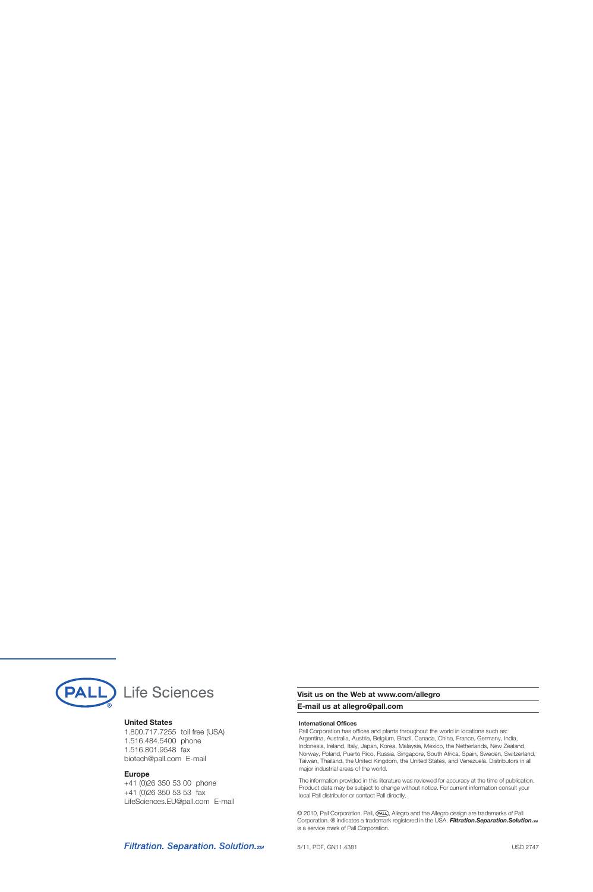PALL Life Sciences

**United States**
1.800.717.7255 toll free (USA)
1.516.484.5400 phone
1.516.801.9548 fax
biotech@pall.com E-mail

**Europe**
+41 (0)26 350 53 00 phone
+41 (0)26 350 53 53 fax
LifeSciences.EU@pall.com E-mail

**Visit us on the Web at www.com/allegro**

**E-mail us at allegro@pall.com**

**International Offices**

Pall Corporation has offices and plants throughout the world in locations such as: Argentina, Australia, Austria, Belgium, Brazil, Canada, China, France, Germany, India, Indonesia, Ireland, Italy, Japan, Korea, Malaysia, Mexico, the Netherlands, New Zealand, Norway, Poland, Puerto Rico, Russia, Singapore, South Africa, Spain, Sweden, Switzerland, Taiwan, Thailand, the United Kingdom, the United States, and Venezuela. Distributors in all major industrial areas of the world.

The information provided in this literature was reviewed for accuracy at the time of publication. Product data may be subject to change without notice. For current information consult your local Pall distributor or contact Pall directly.

© 2010, Pall Corporation. Pall, PALL, Allegro and the Allegro design are trademarks of Pall Corporation. ® indicates a trademark registered in the USA. ***Filtration.Separation.Solution.*** SM is a service mark of Pall Corporation.

***Filtration. Separation. Solution.*** SM

5/11, PDF, GN11.4381

USD 2747